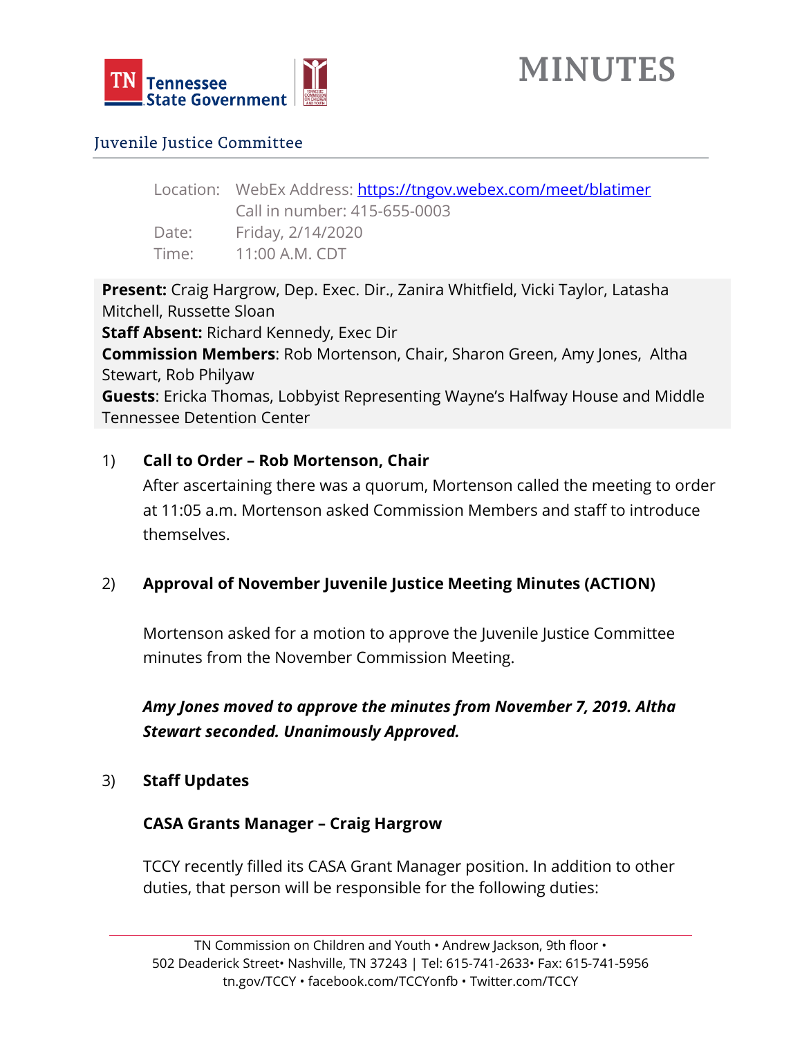# MINUTES

## Juvenile Justice Committee

Location: WebEx Address: [https://tngov.webex.com/meet/blatimer](https://tngov.webex.com/meet/blatimer)
Call in number: 415-655-0003
Date: Friday, 2/14/2020
Time: 11:00 A.M. CDT

**Present:** Craig Hargrow, Dep. Exec. Dir., Zanira Whitfield, Vicki Taylor, Latasha Mitchell, Russette Sloan
**Staff Absent:** Richard Kennedy, Exec Dir
**Commission Members**: Rob Mortenson, Chair, Sharon Green, Amy Jones, Altha Stewart, Rob Philyaw
**Guests**: Ericka Thomas, Lobbyist Representing Wayne's Halfway House and Middle Tennessee Detention Center

1) **Call to Order – Rob Mortenson, Chair**

   After ascertaining there was a quorum, Mortenson called the meeting to order at 11:05 a.m. Mortenson asked Commission Members and staff to introduce themselves.

2) **Approval of November Juvenile Justice Meeting Minutes (ACTION)**

   Mortenson asked for a motion to approve the Juvenile Justice Committee minutes from the November Commission Meeting.

   ***Amy Jones moved to approve the minutes from November 7, 2019. Altha Stewart seconded. Unanimously Approved.***

3) **Staff Updates**

   **CASA Grants Manager – Craig Hargrow**

   TCCY recently filled its CASA Grant Manager position. In addition to other duties, that person will be responsible for the following duties: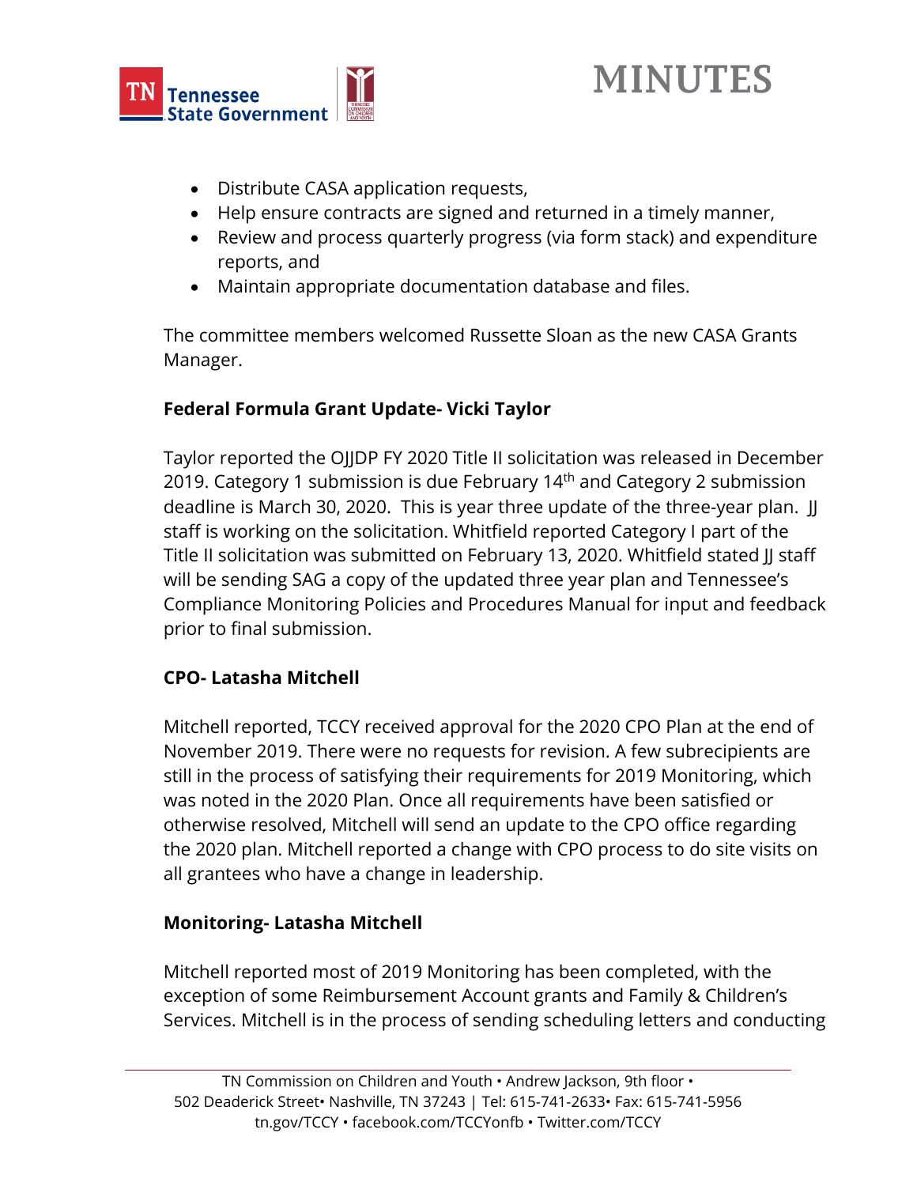- Distribute CASA application requests,
- Help ensure contracts are signed and returned in a timely manner,
- Review and process quarterly progress (via form stack) and expenditure reports, and
- Maintain appropriate documentation database and files.

The committee members welcomed Russette Sloan as the new CASA Grants Manager.

**Federal Formula Grant Update- Vicki Taylor**

Taylor reported the OJJDP FY 2020 Title II solicitation was released in December 2019. Category 1 submission is due February 14th and Category 2 submission deadline is March 30, 2020. This is year three update of the three-year plan. JJ staff is working on the solicitation. Whitfield reported Category I part of the Title II solicitation was submitted on February 13, 2020. Whitfield stated JJ staff will be sending SAG a copy of the updated three year plan and Tennessee's Compliance Monitoring Policies and Procedures Manual for input and feedback prior to final submission.

**CPO- Latasha Mitchell**

Mitchell reported, TCCY received approval for the 2020 CPO Plan at the end of November 2019. There were no requests for revision. A few subrecipients are still in the process of satisfying their requirements for 2019 Monitoring, which was noted in the 2020 Plan. Once all requirements have been satisfied or otherwise resolved, Mitchell will send an update to the CPO office regarding the 2020 plan. Mitchell reported a change with CPO process to do site visits on all grantees who have a change in leadership.

**Monitoring- Latasha Mitchell**

Mitchell reported most of 2019 Monitoring has been completed, with the exception of some Reimbursement Account grants and Family & Children's Services. Mitchell is in the process of sending scheduling letters and conducting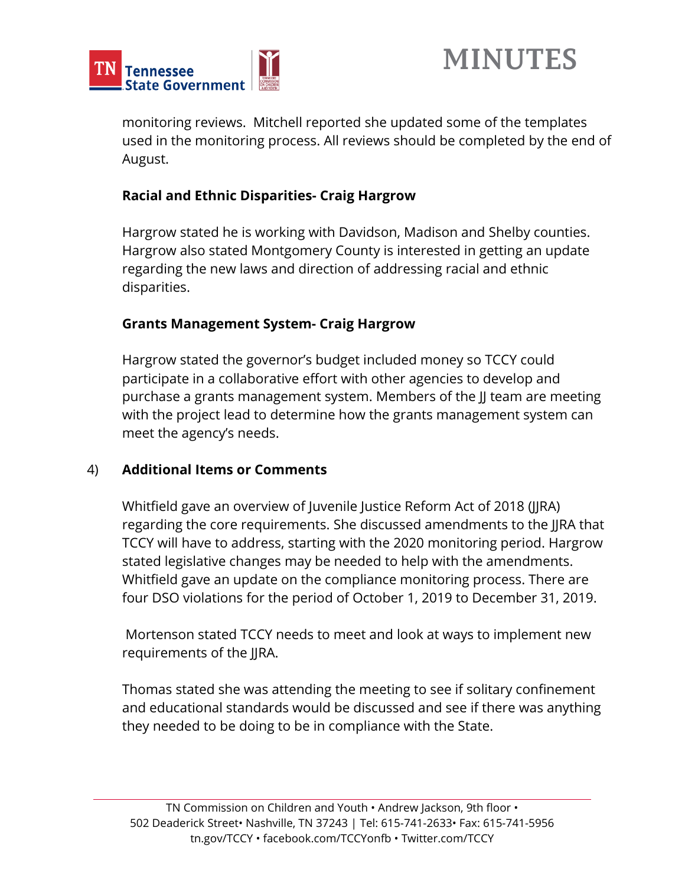monitoring reviews. Mitchell reported she updated some of the templates used in the monitoring process. All reviews should be completed by the end of August.

**Racial and Ethnic Disparities- Craig Hargrow**

Hargrow stated he is working with Davidson, Madison and Shelby counties. Hargrow also stated Montgomery County is interested in getting an update regarding the new laws and direction of addressing racial and ethnic disparities.

**Grants Management System- Craig Hargrow**

Hargrow stated the governor's budget included money so TCCY could participate in a collaborative effort with other agencies to develop and purchase a grants management system. Members of the JJ team are meeting with the project lead to determine how the grants management system can meet the agency's needs.

4) **Additional Items or Comments**

Whitfield gave an overview of Juvenile Justice Reform Act of 2018 (JJRA) regarding the core requirements. She discussed amendments to the JJRA that TCCY will have to address, starting with the 2020 monitoring period. Hargrow stated legislative changes may be needed to help with the amendments. Whitfield gave an update on the compliance monitoring process. There are four DSO violations for the period of October 1, 2019 to December 31, 2019.

Mortenson stated TCCY needs to meet and look at ways to implement new requirements of the JJRA.

Thomas stated she was attending the meeting to see if solitary confinement and educational standards would be discussed and see if there was anything they needed to be doing to be in compliance with the State.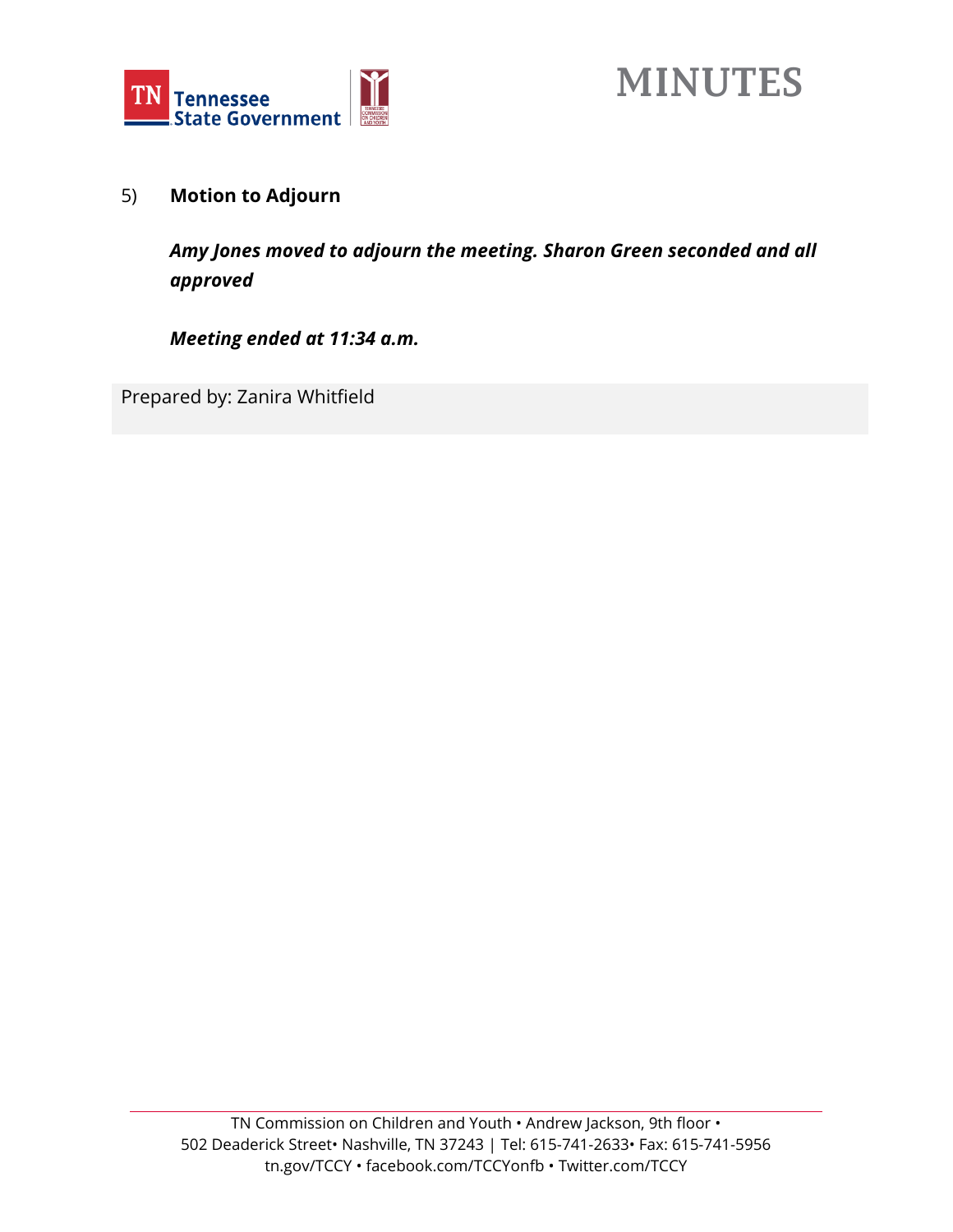5) **Motion to Adjourn**

***Amy Jones moved to adjourn the meeting. Sharon Green seconded and all approved***

***Meeting ended at 11:34 a.m.***

Prepared by: Zanira Whitfield